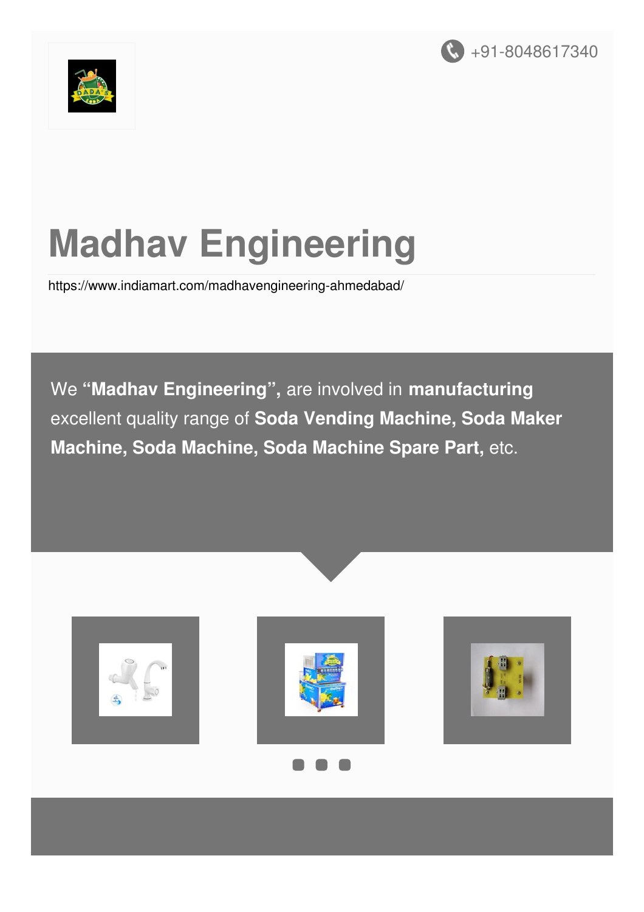+91-8048617340

# Madhav Engineering

https://www.indiamart.com/madhavengineering-ahmedabad/

We **"Madhav Engineering",** are involved in **manufacturing** excellent quality range of **Soda Vending Machine, Soda Maker Machine, Soda Machine, Soda Machine Spare Part,** etc.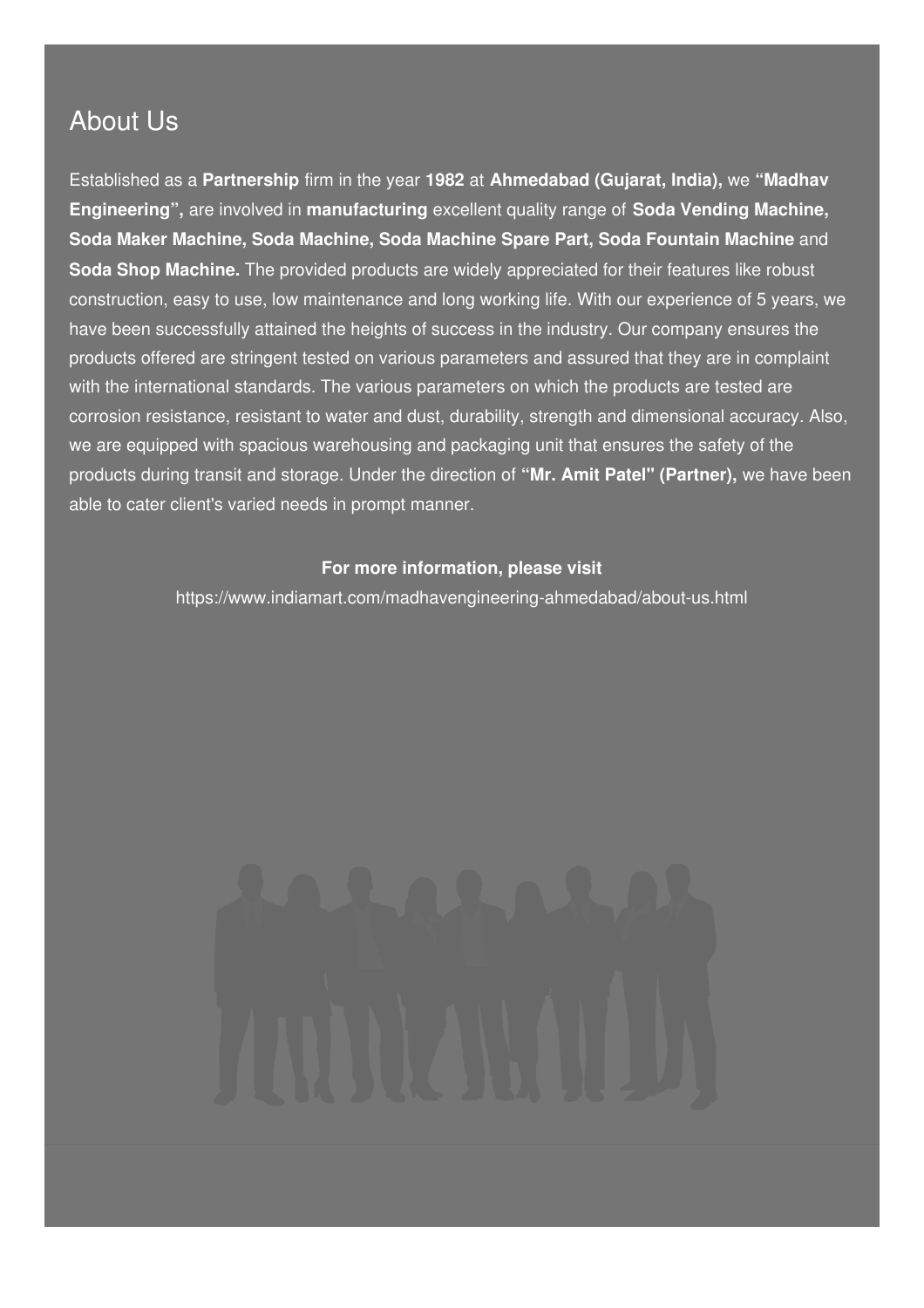## About Us

Established as a **Partnership** firm in the year **1982** at **Ahmedabad (Gujarat, India),** we **"Madhav Engineering",** are involved in **manufacturing** excellent quality range of **Soda Vending Machine, Soda Maker Machine, Soda Machine, Soda Machine Spare Part, Soda Fountain Machine** and **Soda Shop Machine.** The provided products are widely appreciated for their features like robust construction, easy to use, low maintenance and long working life. With our experience of 5 years, we have been successfully attained the heights of success in the industry. Our company ensures the products offered are stringent tested on various parameters and assured that they are in complaint with the international standards. The various parameters on which the products are tested are corrosion resistance, resistant to water and dust, durability, strength and dimensional accuracy. Also, we are equipped with spacious warehousing and packaging unit that ensures the safety of the products during transit and storage. Under the direction of **"Mr. Amit Patel" (Partner),** we have been able to cater client's varied needs in prompt manner.

**For more information, please visit**

https://www.indiamart.com/madhavengineering-ahmedabad/about-us.html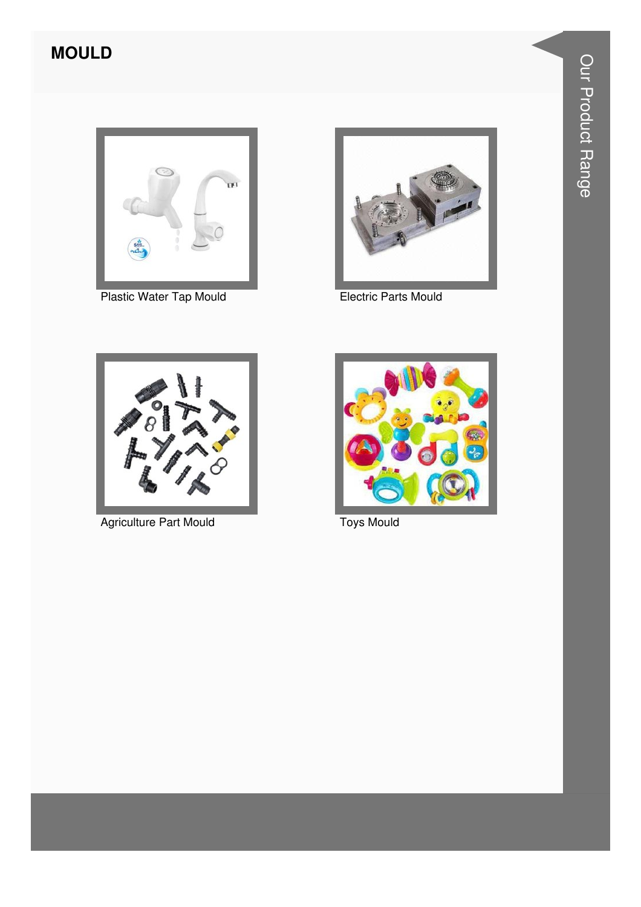## MOULD

Plastic Water Tap Mould

Electric Parts Mould

Agriculture Part Mould

Toys Mould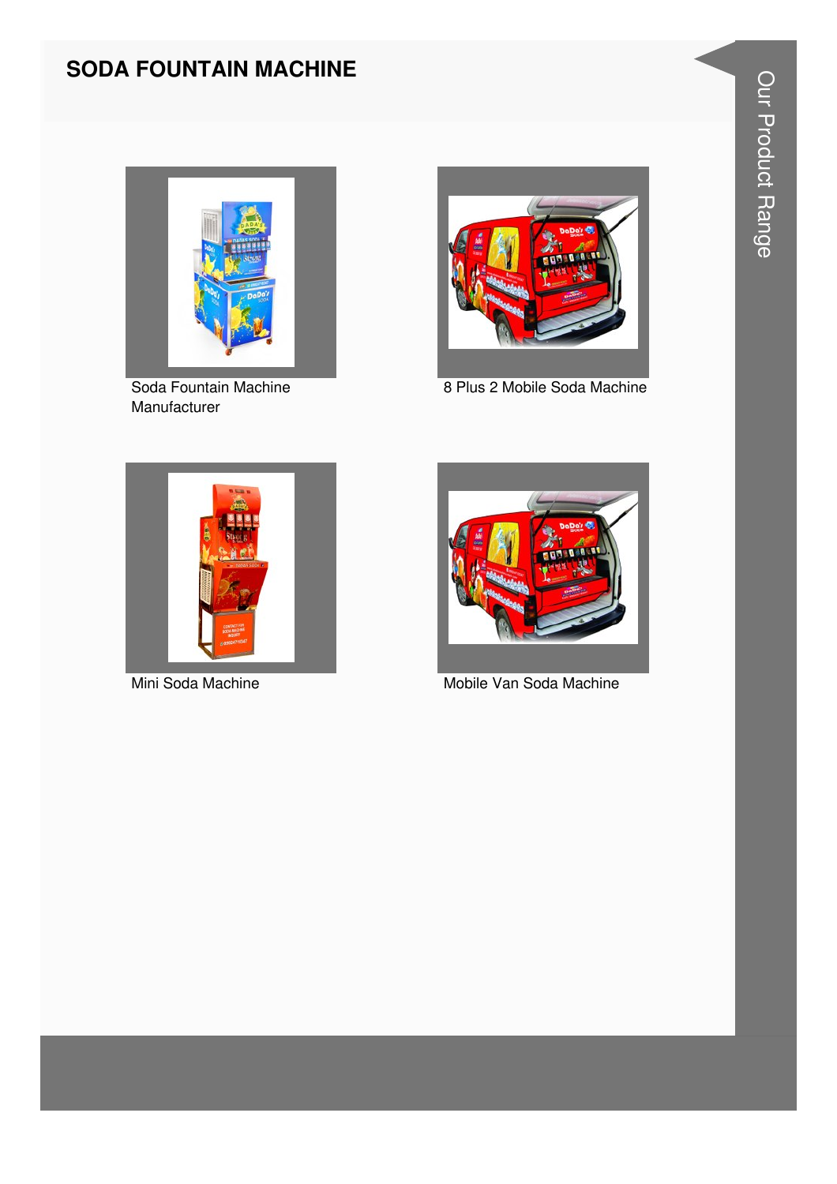# SODA FOUNTAIN MACHINE

Soda Fountain Machine Manufacturer

8 Plus 2 Mobile Soda Machine

Mini Soda Machine

Mobile Van Soda Machine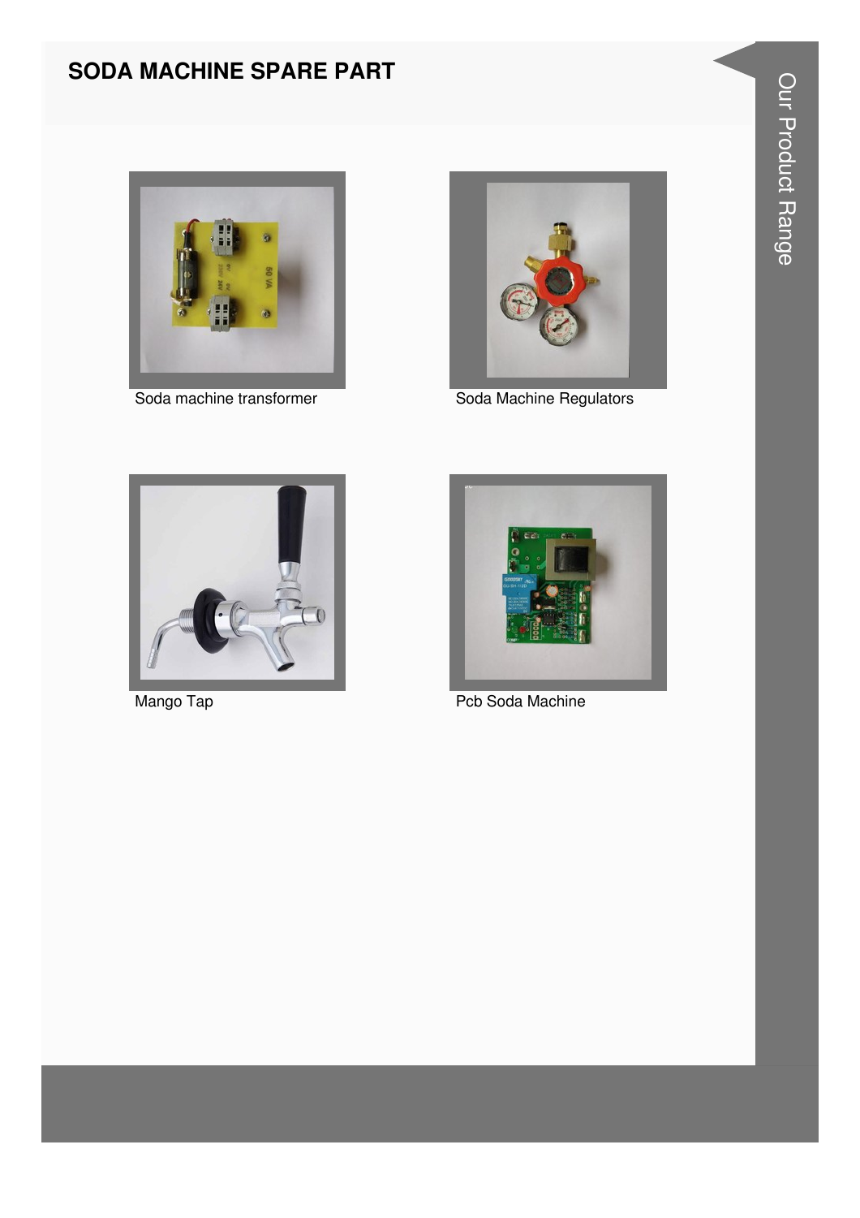## SODA MACHINE SPARE PART

Soda machine transformer

Soda Machine Regulators

Mango Tap

Pcb Soda Machine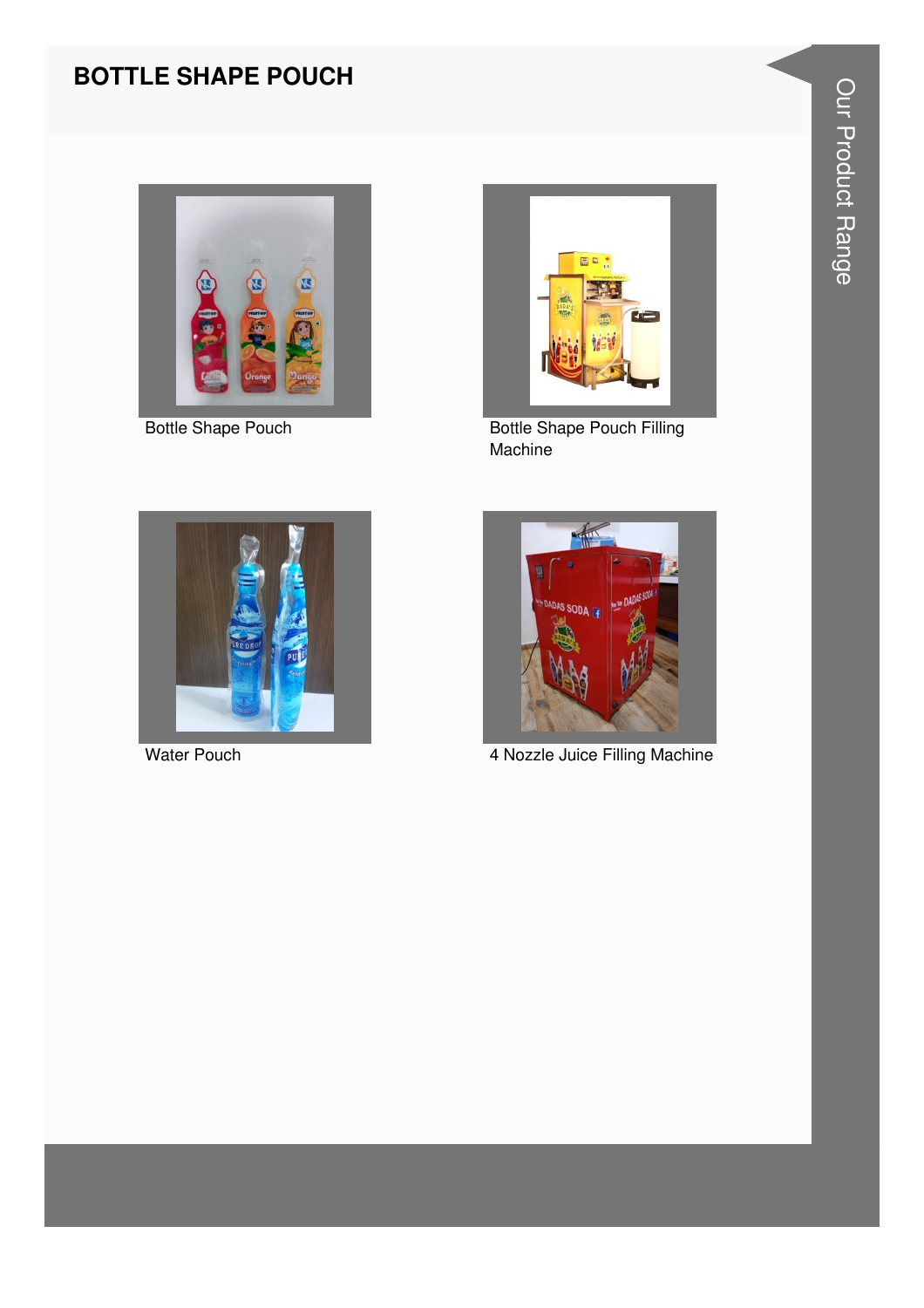# BOTTLE SHAPE POUCH

Bottle Shape Pouch

Bottle Shape Pouch Filling Machine

Water Pouch

4 Nozzle Juice Filling Machine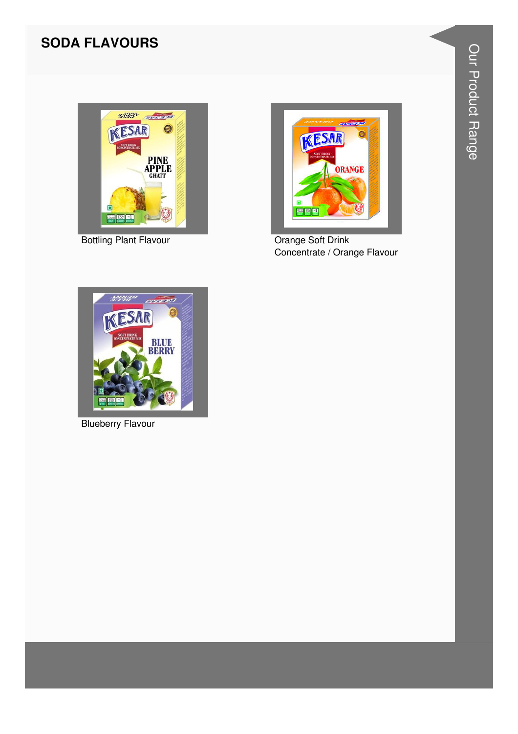## SODA FLAVOURS

Bottling Plant Flavour

Orange Soft Drink Concentrate / Orange Flavour

Blueberry Flavour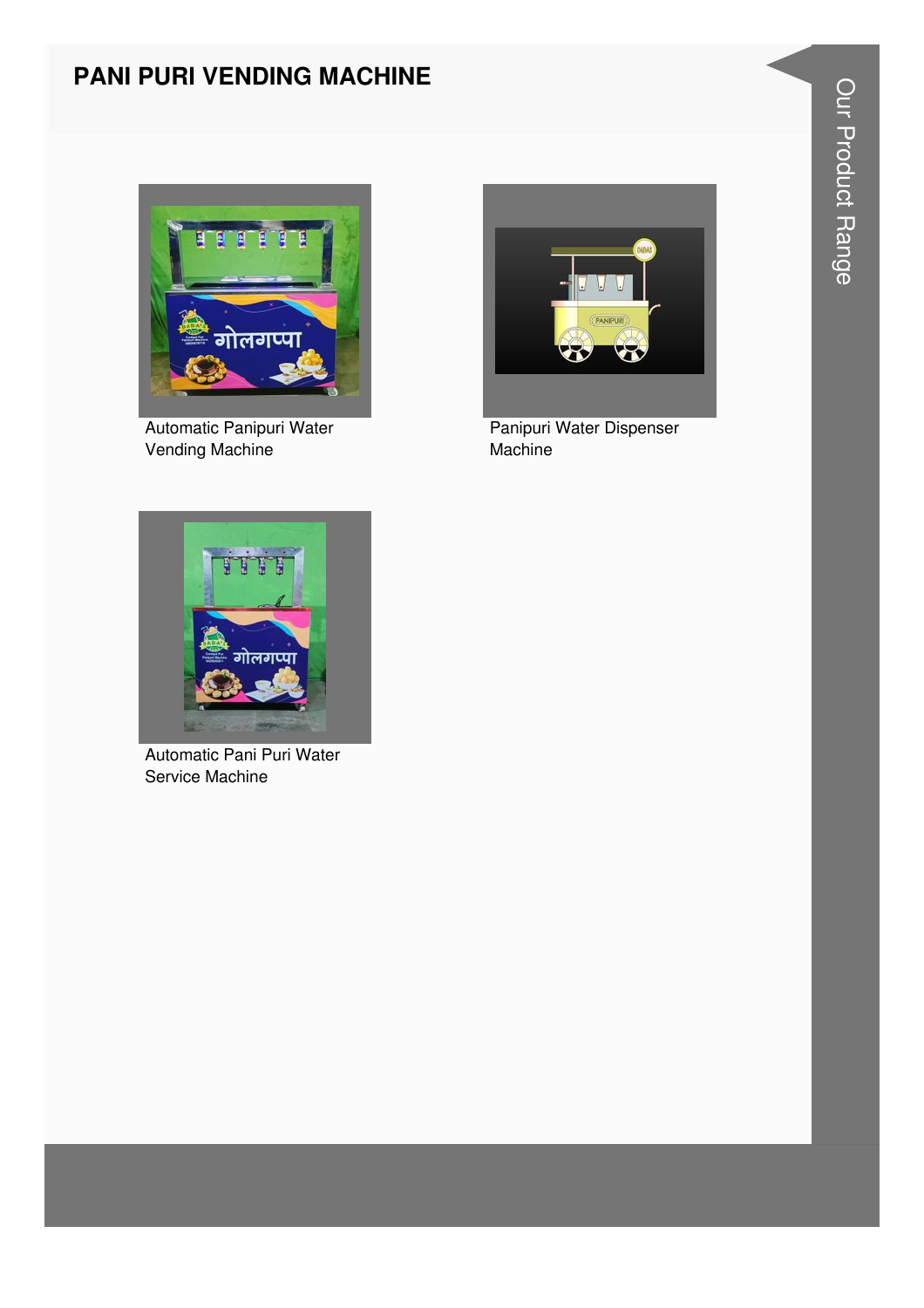# PANI PURI VENDING MACHINE

Automatic Panipuri Water Vending Machine

Panipuri Water Dispenser Machine

Automatic Pani Puri Water Service Machine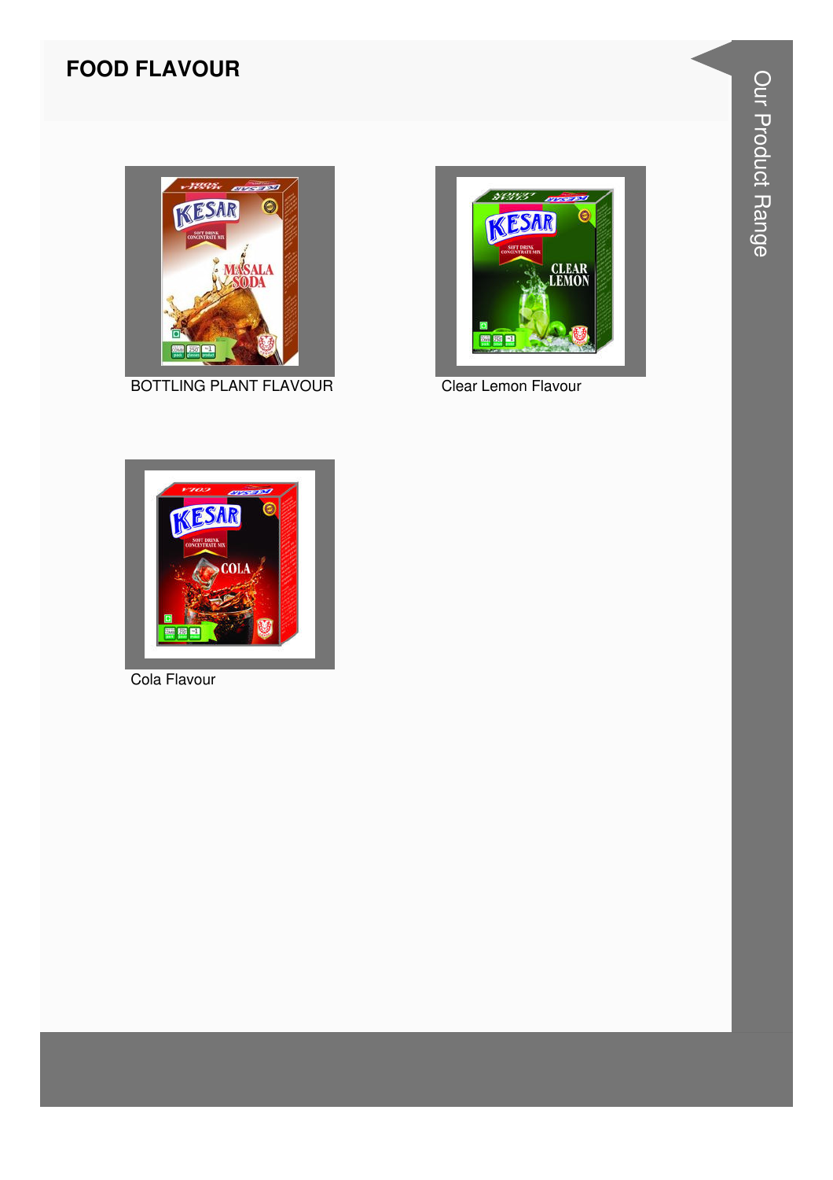## FOOD FLAVOUR

BOTTLING PLANT FLAVOUR

Clear Lemon Flavour

Cola Flavour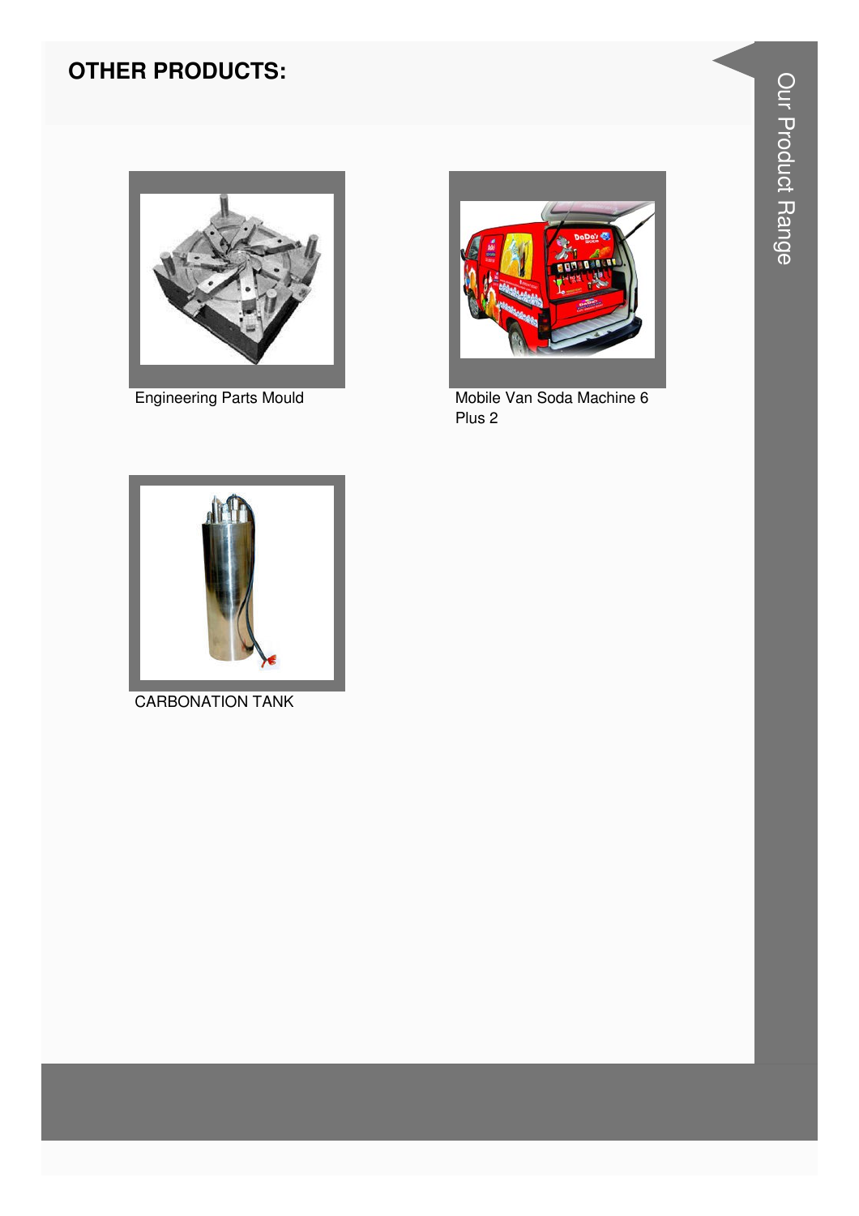## OTHER PRODUCTS:

Engineering Parts Mould

Mobile Van Soda Machine 6 Plus 2

CARBONATION TANK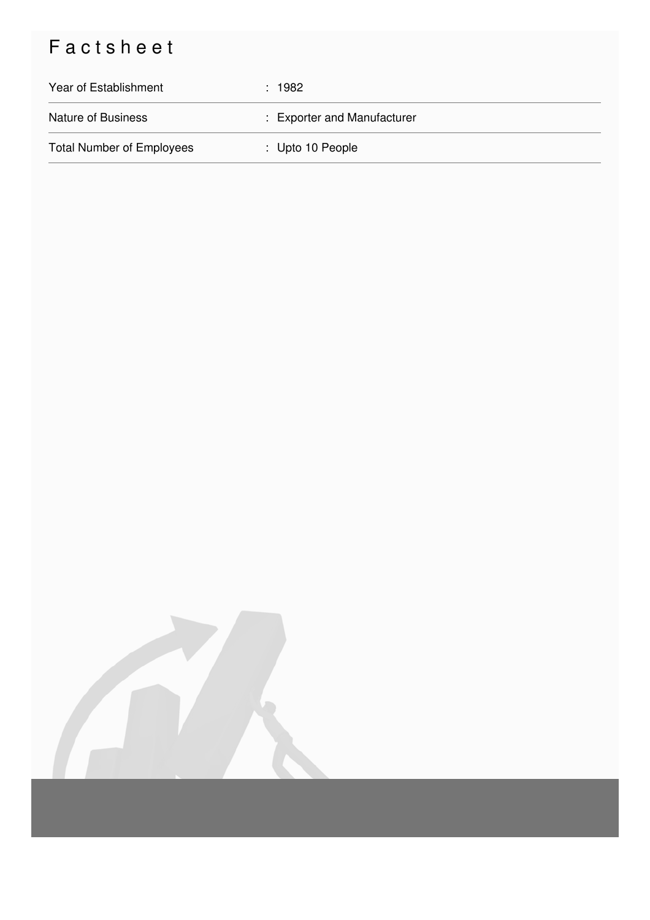# Factsheet

| | |
|---|---|
| Year of Establishment | : 1982 |
| Nature of Business | : Exporter and Manufacturer |
| Total Number of Employees | : Upto 10 People |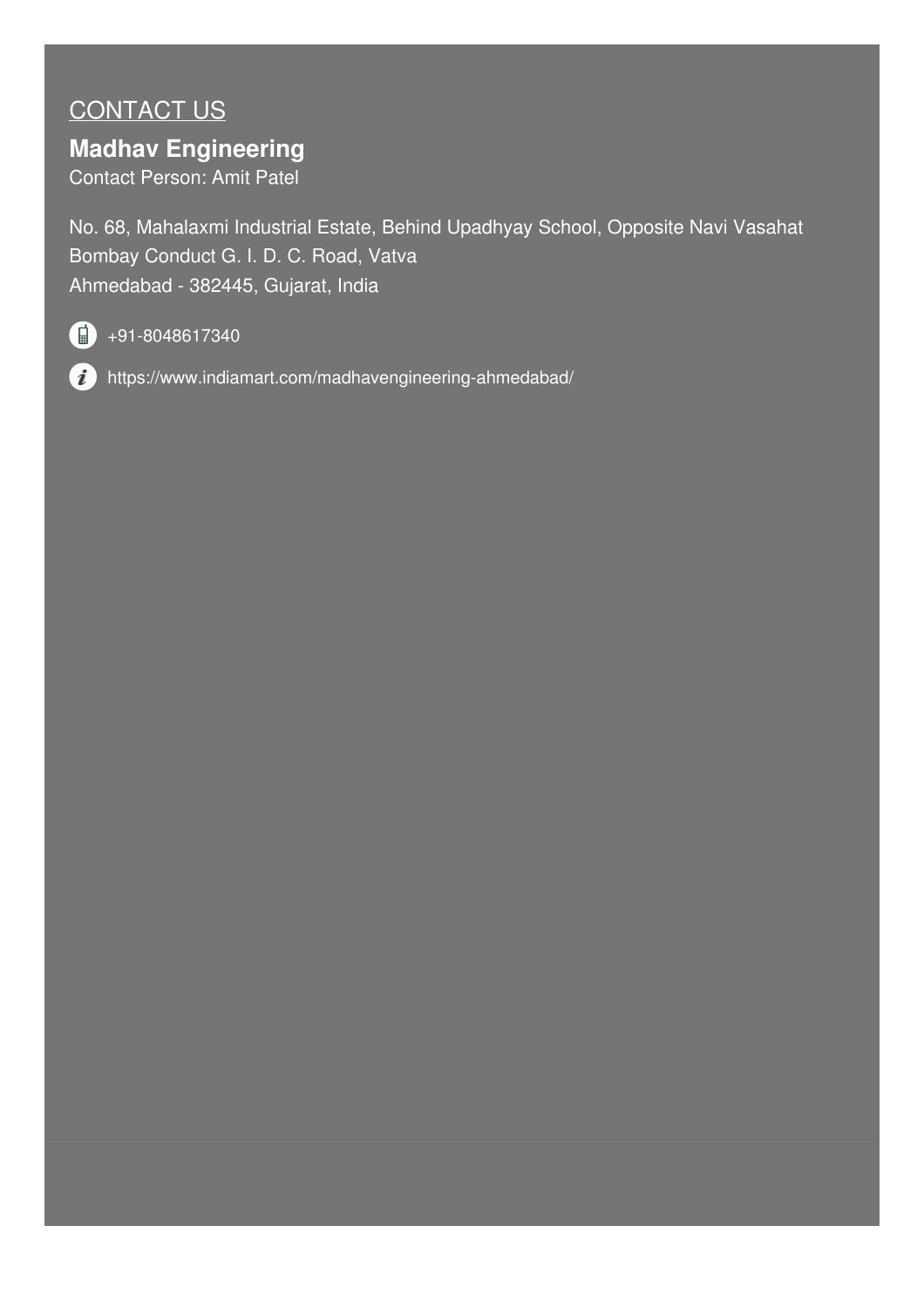## CONTACT US

### Madhav Engineering

Contact Person: Amit Patel

No. 68, Mahalaxmi Industrial Estate, Behind Upadhyay School, Opposite Navi Vasahat
Bombay Conduct G. I. D. C. Road, Vatva
Ahmedabad - 382445, Gujarat, India

+91-8048617340

https://www.indiamart.com/madhavengineering-ahmedabad/